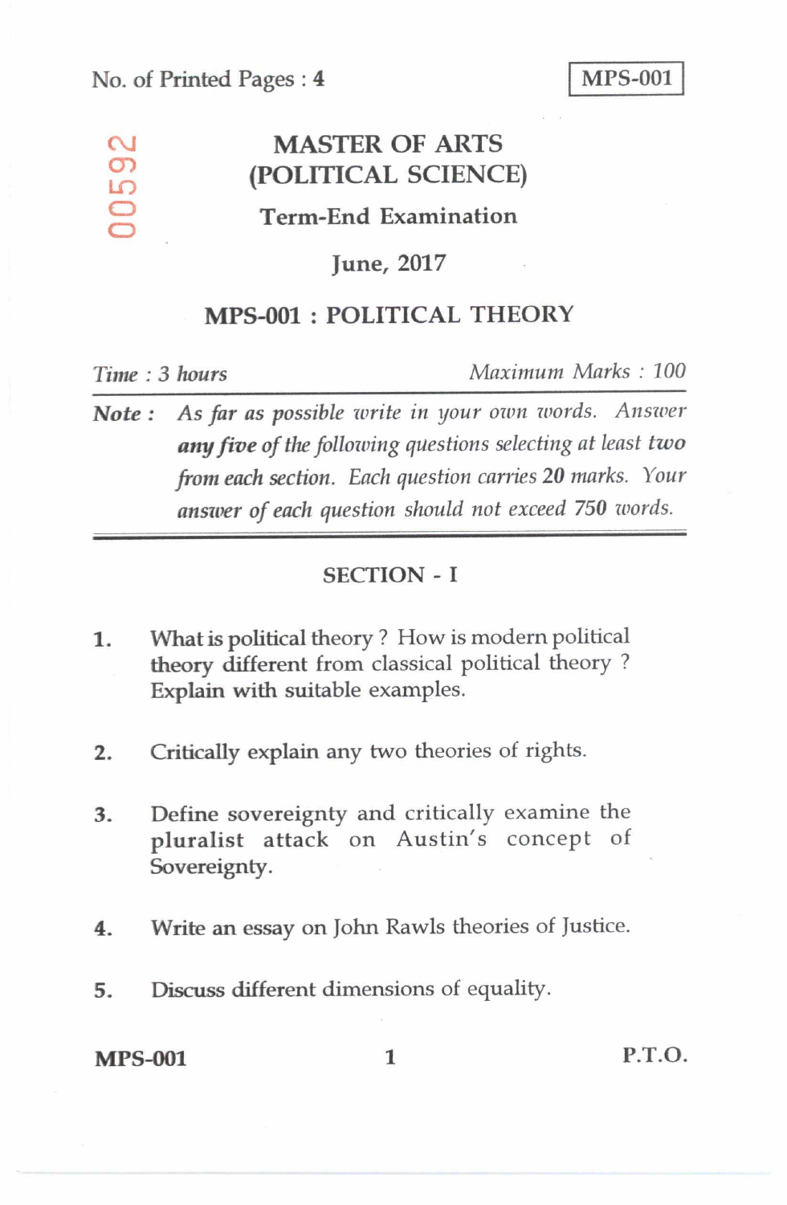No. of Printed Pages : 4

**MPS-001**

00592

# MASTER OF ARTS (POLITICAL SCIENCE)

## Term-End Examination

## June, 2017

## MPS-001 : POLITICAL THEORY

*Time : 3 hours* *Maximum Marks : 100*

***Note :*** *As far as possible write in your own words. Answer **any five** of the following questions selecting at least **two** from each section. Each question carries **20** marks. Your answer of each question should not exceed **750** words.*

### SECTION - I

1. What is political theory ? How is modern political theory different from classical political theory ? Explain with suitable examples.

2. Critically explain any two theories of rights.

3. Define sovereignty and critically examine the pluralist attack on Austin's concept of Sovereignty.

4. Write an essay on John Rawls theories of Justice.

5. Discuss different dimensions of equality.

P.T.O.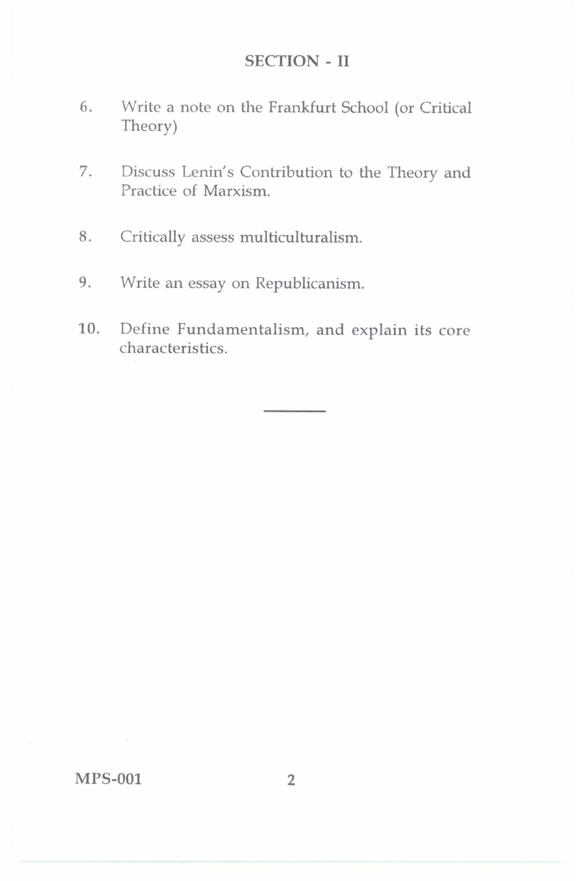## SECTION - II

6. Write a note on the Frankfurt School (or Critical Theory)

7. Discuss Lenin's Contribution to the Theory and Practice of Marxism.

8. Critically assess multiculturalism.

9. Write an essay on Republicanism.

10. Define Fundamentalism, and explain its core characteristics.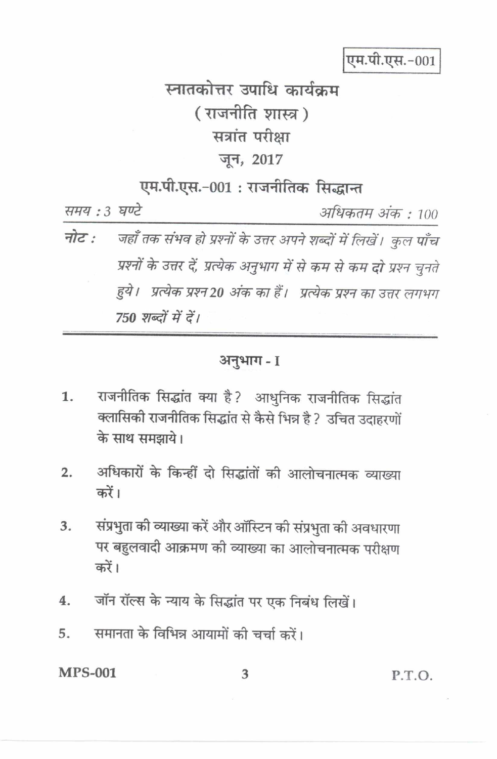एम.पी.एस.-001

# स्नातकोत्तर उपाधि कार्यक्रम

## ( राजनीति शास्त्र )

## सत्रांत परीक्षा

## जून, 2017

## एम.पी.एस.-001 : राजनीतिक सिद्धान्त

*समय : 3 घण्टे* *अधिकतम अंक : 100*

**नोट :** *जहाँ तक संभव हो प्रश्नों के उत्तर अपने शब्दों में लिखें। कुल पाँच प्रश्नों के उत्तर दें, प्रत्येक अनुभाग में से कम से कम* ***दो*** *प्रश्न चुनते हुये। प्रत्येक प्रश्न* ***20*** *अंक का हैं। प्रत्येक प्रश्न का उत्तर लगभग* ***750*** *शब्दों में दें।*

---

### अनुभाग - I

1. राजनीतिक सिद्धांत क्या है? आधुनिक राजनीतिक सिद्धांत क्लासिकी राजनीतिक सिद्धांत से कैसे भिन्न है? उचित उदाहरणों के साथ समझाये।

2. अधिकारों के किन्हीं दो सिद्धांतों की आलोचनात्मक व्याख्या करें।

3. संप्रभुता की व्याख्या करें और ऑस्टिन की संप्रभुता की अवधारणा पर बहुलवादी आक्रमण की व्याख्या का आलोचनात्मक परीक्षण करें।

4. जॉन रॉल्स के न्याय के सिद्धांत पर एक निबंध लिखें।

5. समानता के विभिन्न आयामों की चर्चा करें।

MPS-001 P.T.O.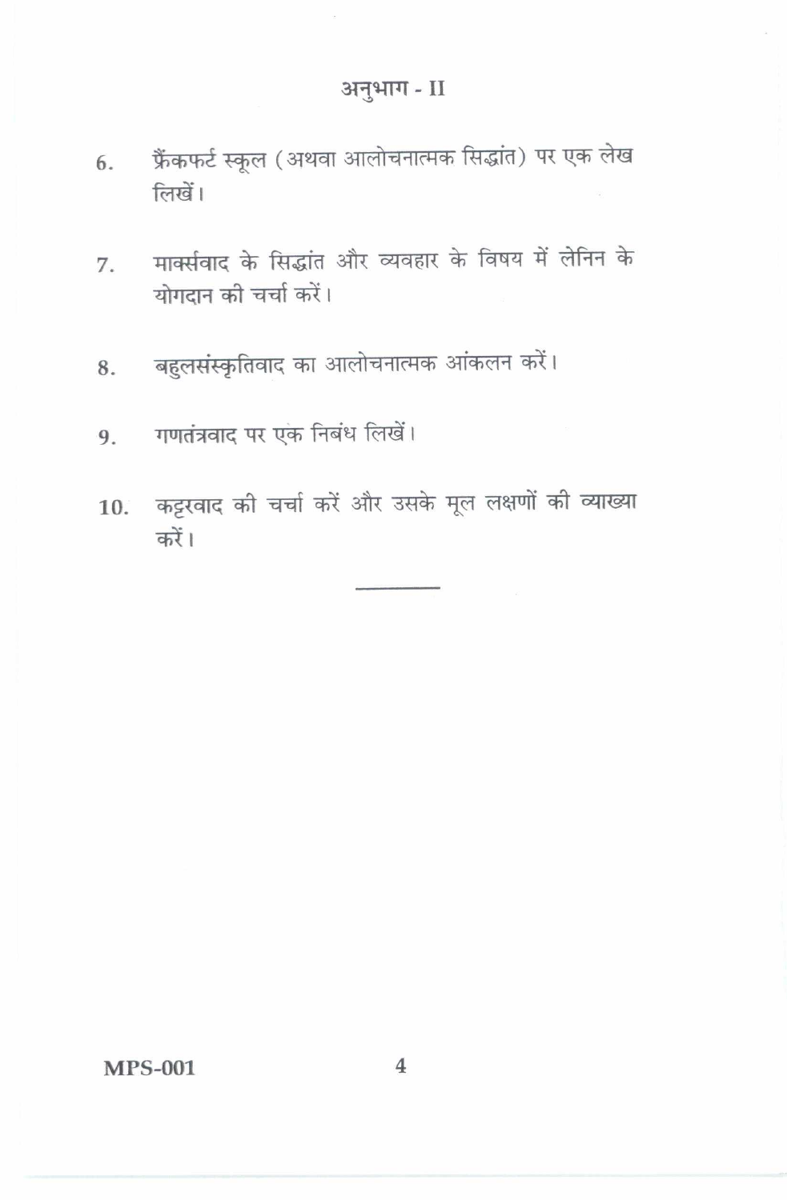## अनुभाग - II

6. फ्रैंकफर्ट स्कूल (अथवा आलोचनात्मक सिद्धांत) पर एक लेख लिखें।

7. मार्क्सवाद के सिद्धांत और व्यवहार के विषय में लेनिन के योगदान की चर्चा करें।

8. बहुलसंस्कृतिवाद का आलोचनात्मक आंकलन करें।

9. गणतंत्रवाद पर एक निबंध लिखें।

10. कट्टरवाद की चर्चा करें और उसके मूल लक्षणों की व्याख्या करें।

---

MPS-001